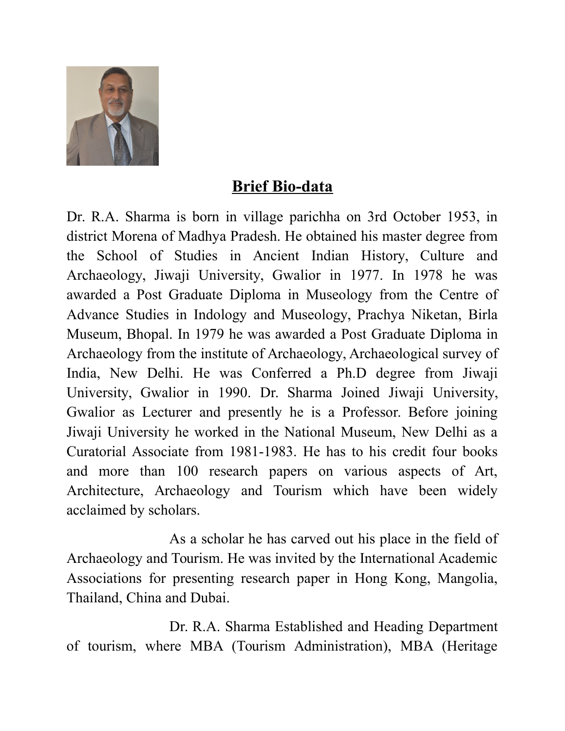## Brief Bio-data

Dr. R.A. Sharma is born in village parichha on 3rd October 1953, in district Morena of Madhya Pradesh. He obtained his master degree from the School of Studies in Ancient Indian History, Culture and Archaeology, Jiwaji University, Gwalior in 1977. In 1978 he was awarded a Post Graduate Diploma in Museology from the Centre of Advance Studies in Indology and Museology, Prachya Niketan, Birla Museum, Bhopal. In 1979 he was awarded a Post Graduate Diploma in Archaeology from the institute of Archaeology, Archaeological survey of India, New Delhi. He was Conferred a Ph.D degree from Jiwaji University, Gwalior in 1990. Dr. Sharma Joined Jiwaji University, Gwalior as Lecturer and presently he is a Professor. Before joining Jiwaji University he worked in the National Museum, New Delhi as a Curatorial Associate from 1981-1983. He has to his credit four books and more than 100 research papers on various aspects of Art, Architecture, Archaeology and Tourism which have been widely acclaimed by scholars.

As a scholar he has carved out his place in the field of Archaeology and Tourism. He was invited by the International Academic Associations for presenting research paper in Hong Kong, Mangolia, Thailand, China and Dubai.

Dr. R.A. Sharma Established and Heading Department of tourism, where MBA (Tourism Administration), MBA (Heritage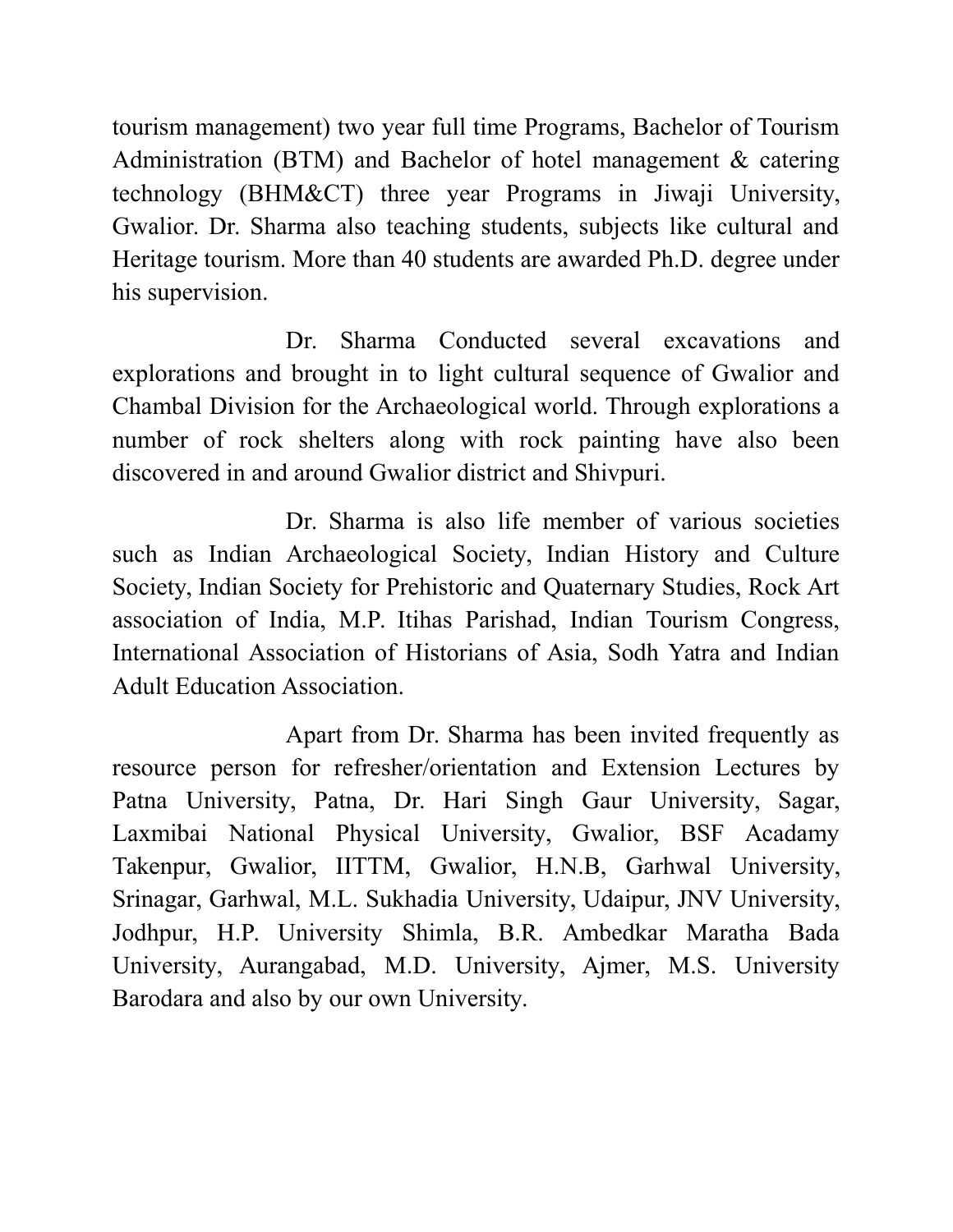tourism management) two year full time Programs, Bachelor of Tourism Administration (BTM) and Bachelor of hotel management & catering technology (BHM&CT) three year Programs in Jiwaji University, Gwalior. Dr. Sharma also teaching students, subjects like cultural and Heritage tourism. More than 40 students are awarded Ph.D. degree under his supervision.

Dr. Sharma Conducted several excavations and explorations and brought in to light cultural sequence of Gwalior and Chambal Division for the Archaeological world. Through explorations a number of rock shelters along with rock painting have also been discovered in and around Gwalior district and Shivpuri.

Dr. Sharma is also life member of various societies such as Indian Archaeological Society, Indian History and Culture Society, Indian Society for Prehistoric and Quaternary Studies, Rock Art association of India, M.P. Itihas Parishad, Indian Tourism Congress, International Association of Historians of Asia, Sodh Yatra and Indian Adult Education Association.

Apart from Dr. Sharma has been invited frequently as resource person for refresher/orientation and Extension Lectures by Patna University, Patna, Dr. Hari Singh Gaur University, Sagar, Laxmibai National Physical University, Gwalior, BSF Acadamy Takenpur, Gwalior, IITTM, Gwalior, H.N.B, Garhwal University, Srinagar, Garhwal, M.L. Sukhadia University, Udaipur, JNV University, Jodhpur, H.P. University Shimla, B.R. Ambedkar Maratha Bada University, Aurangabad, M.D. University, Ajmer, M.S. University Barodara and also by our own University.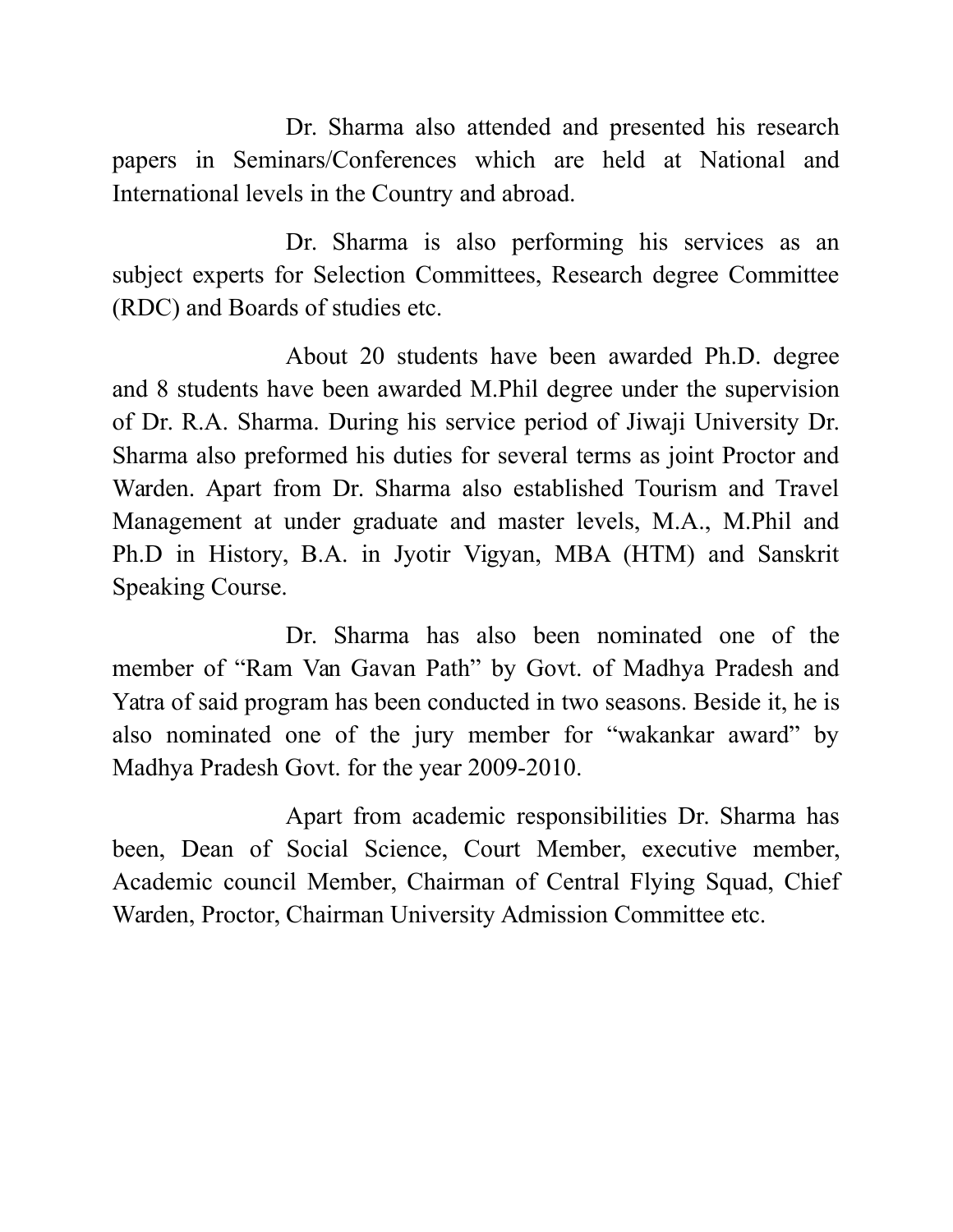Dr. Sharma also attended and presented his research papers in Seminars/Conferences which are held at National and International levels in the Country and abroad.

Dr. Sharma is also performing his services as an subject experts for Selection Committees, Research degree Committee (RDC) and Boards of studies etc.

About 20 students have been awarded Ph.D. degree and 8 students have been awarded M.Phil degree under the supervision of Dr. R.A. Sharma. During his service period of Jiwaji University Dr. Sharma also preformed his duties for several terms as joint Proctor and Warden. Apart from Dr. Sharma also established Tourism and Travel Management at under graduate and master levels, M.A., M.Phil and Ph.D in History, B.A. in Jyotir Vigyan, MBA (HTM) and Sanskrit Speaking Course.

Dr. Sharma has also been nominated one of the member of "Ram Van Gavan Path" by Govt. of Madhya Pradesh and Yatra of said program has been conducted in two seasons. Beside it, he is also nominated one of the jury member for "wakankar award" by Madhya Pradesh Govt. for the year 2009-2010.

Apart from academic responsibilities Dr. Sharma has been, Dean of Social Science, Court Member, executive member, Academic council Member, Chairman of Central Flying Squad, Chief Warden, Proctor, Chairman University Admission Committee etc.